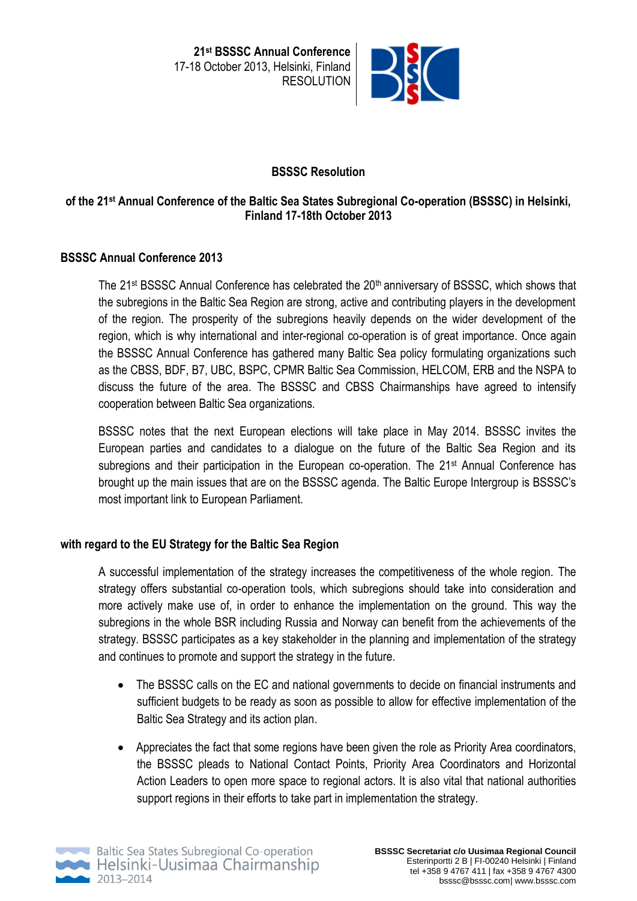**21st BSSSC Annual Conference**
17-18 October 2013, Helsinki, Finland
RESOLUTION

# BSSSC Resolution

## of the 21st Annual Conference of the Baltic Sea States Subregional Co-operation (BSSSC) in Helsinki, Finland 17-18th October 2013

### BSSSC Annual Conference 2013

The 21st BSSSC Annual Conference has celebrated the 20th anniversary of BSSSC, which shows that the subregions in the Baltic Sea Region are strong, active and contributing players in the development of the region. The prosperity of the subregions heavily depends on the wider development of the region, which is why international and inter-regional co-operation is of great importance. Once again the BSSSC Annual Conference has gathered many Baltic Sea policy formulating organizations such as the CBSS, BDF, B7, UBC, BSPC, CPMR Baltic Sea Commission, HELCOM, ERB and the NSPA to discuss the future of the area. The BSSSC and CBSS Chairmanships have agreed to intensify cooperation between Baltic Sea organizations.

BSSSC notes that the next European elections will take place in May 2014. BSSSC invites the European parties and candidates to a dialogue on the future of the Baltic Sea Region and its subregions and their participation in the European co-operation. The 21st Annual Conference has brought up the main issues that are on the BSSSC agenda. The Baltic Europe Intergroup is BSSSC's most important link to European Parliament.

### with regard to the EU Strategy for the Baltic Sea Region

A successful implementation of the strategy increases the competitiveness of the whole region. The strategy offers substantial co-operation tools, which subregions should take into consideration and more actively make use of, in order to enhance the implementation on the ground. This way the subregions in the whole BSR including Russia and Norway can benefit from the achievements of the strategy. BSSSC participates as a key stakeholder in the planning and implementation of the strategy and continues to promote and support the strategy in the future.

- The BSSSC calls on the EC and national governments to decide on financial instruments and sufficient budgets to be ready as soon as possible to allow for effective implementation of the Baltic Sea Strategy and its action plan.
- Appreciates the fact that some regions have been given the role as Priority Area coordinators, the BSSSC pleads to National Contact Points, Priority Area Coordinators and Horizontal Action Leaders to open more space to regional actors. It is also vital that national authorities support regions in their efforts to take part in implementation the strategy.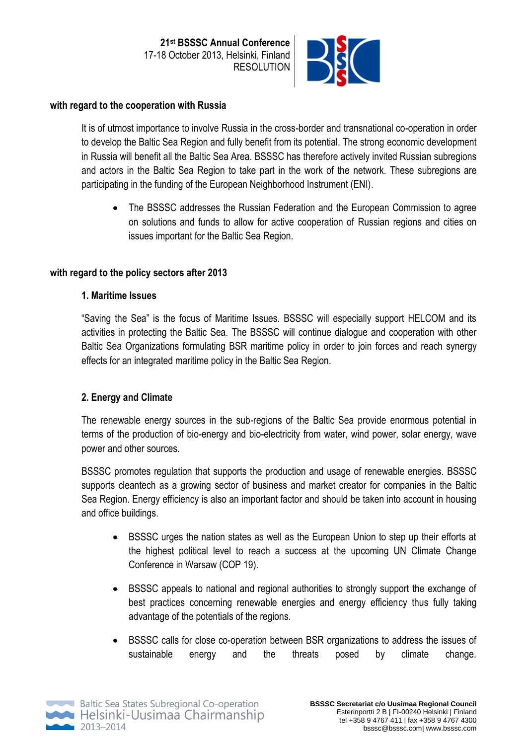**with regard to the cooperation with Russia**

It is of utmost importance to involve Russia in the cross-border and transnational co-operation in order to develop the Baltic Sea Region and fully benefit from its potential. The strong economic development in Russia will benefit all the Baltic Sea Area. BSSSC has therefore actively invited Russian subregions and actors in the Baltic Sea Region to take part in the work of the network. These subregions are participating in the funding of the European Neighborhood Instrument (ENI).

- The BSSSC addresses the Russian Federation and the European Commission to agree on solutions and funds to allow for active cooperation of Russian regions and cities on issues important for the Baltic Sea Region.

**with regard to the policy sectors after 2013**

**1. Maritime Issues**

"Saving the Sea" is the focus of Maritime Issues. BSSSC will especially support HELCOM and its activities in protecting the Baltic Sea. The BSSSC will continue dialogue and cooperation with other Baltic Sea Organizations formulating BSR maritime policy in order to join forces and reach synergy effects for an integrated maritime policy in the Baltic Sea Region.

**2. Energy and Climate**

The renewable energy sources in the sub-regions of the Baltic Sea provide enormous potential in terms of the production of bio-energy and bio-electricity from water, wind power, solar energy, wave power and other sources.

BSSSC promotes regulation that supports the production and usage of renewable energies. BSSSC supports cleantech as a growing sector of business and market creator for companies in the Baltic Sea Region. Energy efficiency is also an important factor and should be taken into account in housing and office buildings.

- BSSSC urges the nation states as well as the European Union to step up their efforts at the highest political level to reach a success at the upcoming UN Climate Change Conference in Warsaw (COP 19).
- BSSSC appeals to national and regional authorities to strongly support the exchange of best practices concerning renewable energies and energy efficiency thus fully taking advantage of the potentials of the regions.
- BSSSC calls for close co-operation between BSR organizations to address the issues of sustainable energy and the threats posed by climate change.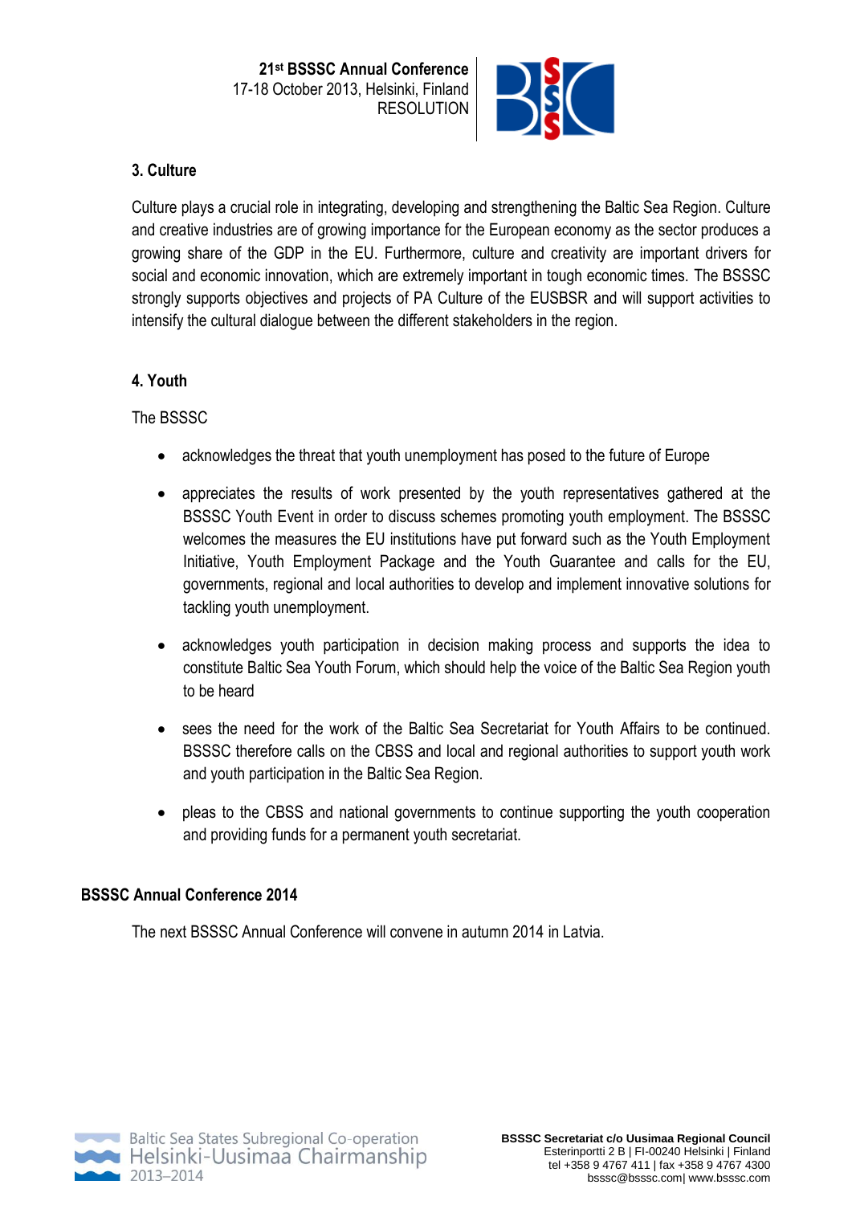## 3. Culture

Culture plays a crucial role in integrating, developing and strengthening the Baltic Sea Region. Culture and creative industries are of growing importance for the European economy as the sector produces a growing share of the GDP in the EU. Furthermore, culture and creativity are important drivers for social and economic innovation, which are extremely important in tough economic times. The BSSSC strongly supports objectives and projects of PA Culture of the EUSBSR and will support activities to intensify the cultural dialogue between the different stakeholders in the region.

## 4. Youth

The BSSSC

- acknowledges the threat that youth unemployment has posed to the future of Europe
- appreciates the results of work presented by the youth representatives gathered at the BSSSC Youth Event in order to discuss schemes promoting youth employment. The BSSSC welcomes the measures the EU institutions have put forward such as the Youth Employment Initiative, Youth Employment Package and the Youth Guarantee and calls for the EU, governments, regional and local authorities to develop and implement innovative solutions for tackling youth unemployment.
- acknowledges youth participation in decision making process and supports the idea to constitute Baltic Sea Youth Forum, which should help the voice of the Baltic Sea Region youth to be heard
- sees the need for the work of the Baltic Sea Secretariat for Youth Affairs to be continued. BSSSC therefore calls on the CBSS and local and regional authorities to support youth work and youth participation in the Baltic Sea Region.
- pleas to the CBSS and national governments to continue supporting the youth cooperation and providing funds for a permanent youth secretariat.

## BSSSC Annual Conference 2014

The next BSSSC Annual Conference will convene in autumn 2014 in Latvia.